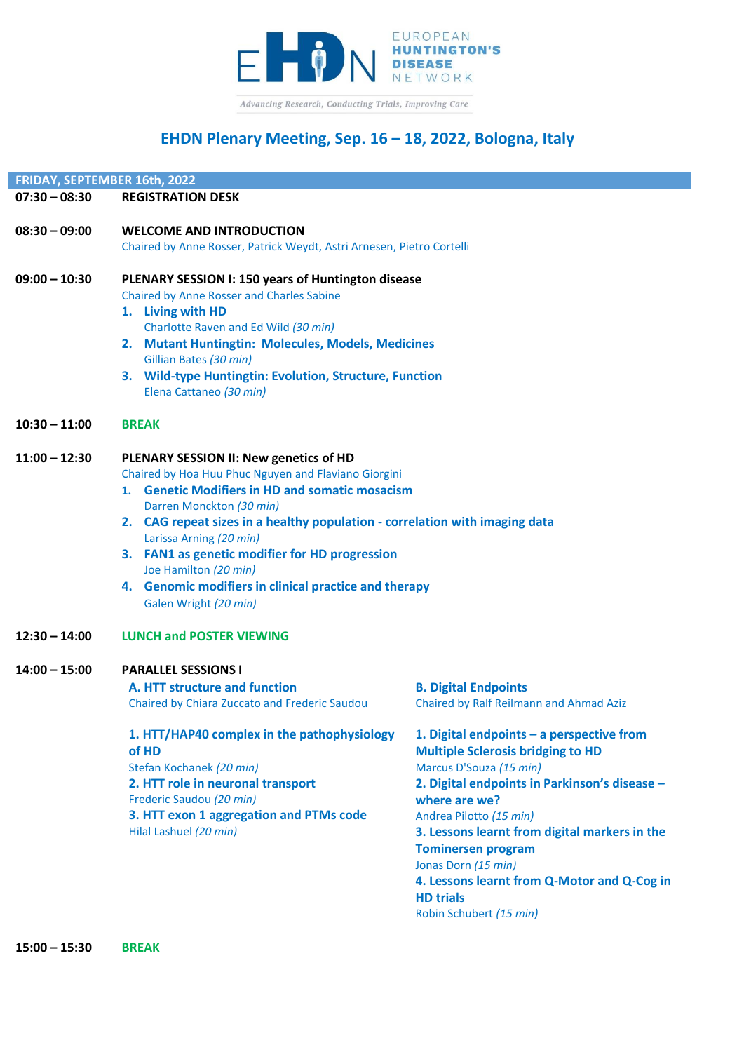EUROPEAN **HUNTINGTON'S DISEASE** NETWORK

*Advancing Research, Conducting Trials, Improving Care*

# EHDN Plenary Meeting, Sep. 16 – 18, 2022, Bologna, Italy

## FRIDAY, SEPTEMBER 16th, 2022

**07:30 – 08:30** **REGISTRATION DESK**

**08:30 – 09:00** **WELCOME AND INTRODUCTION**
Chaired by Anne Rosser, Patrick Weydt, Astri Arnesen, Pietro Cortelli

**09:00 – 10:30** **PLENARY SESSION I: 150 years of Huntington disease**
Chaired by Anne Rosser and Charles Sabine

1. **Living with HD**
   Charlotte Raven and Ed Wild *(30 min)*
2. **Mutant Huntingtin: Molecules, Models, Medicines**
   Gillian Bates *(30 min)*
3. **Wild-type Huntingtin: Evolution, Structure, Function**
   Elena Cattaneo *(30 min)*

**10:30 – 11:00** **BREAK**

**11:00 – 12:30** **PLENARY SESSION II: New genetics of HD**
Chaired by Hoa Huu Phuc Nguyen and Flaviano Giorgini

1. **Genetic Modifiers in HD and somatic mosacism**
   Darren Monckton *(30 min)*
2. **CAG repeat sizes in a healthy population - correlation with imaging data**
   Larissa Arning *(20 min)*
3. **FAN1 as genetic modifier for HD progression**
   Joe Hamilton *(20 min)*
4. **Genomic modifiers in clinical practice and therapy**
   Galen Wright *(20 min)*

**12:30 – 14:00** **LUNCH and POSTER VIEWING**

**14:00 – 15:00** **PARALLEL SESSIONS I**

**A. HTT structure and function**
Chaired by Chiara Zuccato and Frederic Saudou

1. **HTT/HAP40 complex in the pathophysiology of HD**
   Stefan Kochanek *(20 min)*
2. **HTT role in neuronal transport**
   Frederic Saudou *(20 min)*
3. **HTT exon 1 aggregation and PTMs code**
   Hilal Lashuel *(20 min)*

**B. Digital Endpoints**
Chaired by Ralf Reilmann and Ahmad Aziz

1. **Digital endpoints – a perspective from Multiple Sclerosis bridging to HD**
   Marcus D'Souza *(15 min)*
2. **Digital endpoints in Parkinson's disease – where are we?**
   Andrea Pilotto *(15 min)*
3. **Lessons learnt from digital markers in the Tominersen program**
   Jonas Dorn *(15 min)*
4. **Lessons learnt from Q-Motor and Q-Cog in HD trials**
   Robin Schubert *(15 min)*

**15:00 – 15:30** **BREAK**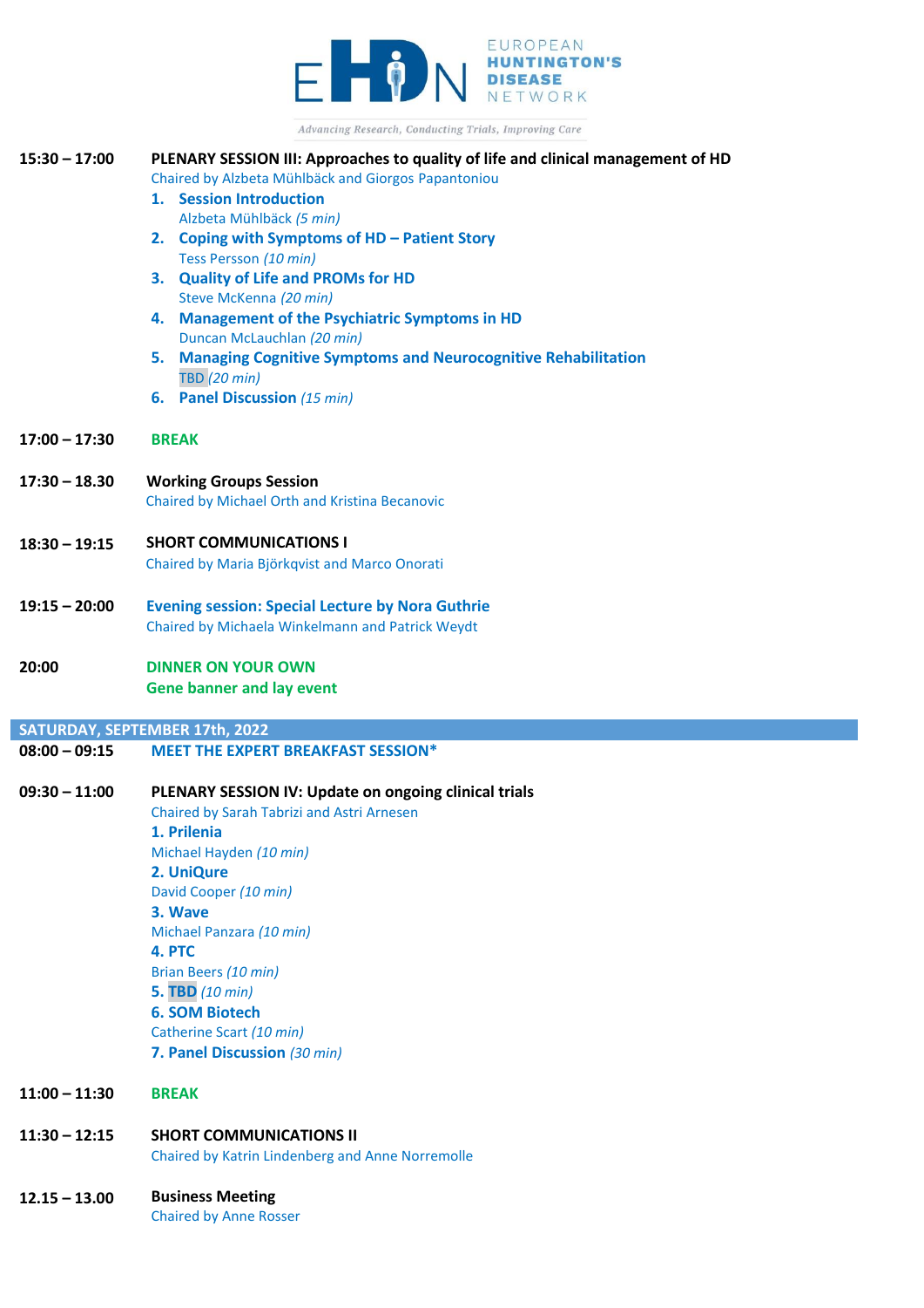**15:30 – 17:00** **PLENARY SESSION III: Approaches to quality of life and clinical management of HD**

Chaired by Alzbeta Mühlbäck and Giorgos Papantoniou

1. **Session Introduction**
   Alzbeta Mühlbäck *(5 min)*
2. **Coping with Symptoms of HD – Patient Story**
   Tess Persson *(10 min)*
3. **Quality of Life and PROMs for HD**
   Steve McKenna *(20 min)*
4. **Management of the Psychiatric Symptoms in HD**
   Duncan McLauchlan *(20 min)*
5. **Managing Cognitive Symptoms and Neurocognitive Rehabilitation**
   TBD *(20 min)*
6. **Panel Discussion** *(15 min)*

**17:00 – 17:30** **BREAK**

**17:30 – 18.30** **Working Groups Session**

Chaired by Michael Orth and Kristina Becanovic

**18:30 – 19:15** **SHORT COMMUNICATIONS I**

Chaired by Maria Björkqvist and Marco Onorati

**19:15 – 20:00** **Evening session: Special Lecture by Nora Guthrie**

Chaired by Michaela Winkelmann and Patrick Weydt

**20:00** **DINNER ON YOUR OWN**

**Gene banner and lay event**

## SATURDAY, SEPTEMBER 17th, 2022

**08:00 – 09:15** **MEET THE EXPERT BREAKFAST SESSION***

**09:30 – 11:00** **PLENARY SESSION IV: Update on ongoing clinical trials**

Chaired by Sarah Tabrizi and Astri Arnesen

**1. Prilenia**
Michael Hayden *(10 min)*

**2. UniQure**
David Cooper *(10 min)*

**3. Wave**
Michael Panzara *(10 min)*

**4. PTC**
Brian Beers *(10 min)*

**5. TBD** *(10 min)*

**6. SOM Biotech**
Catherine Scart *(10 min)*

**7. Panel Discussion** *(30 min)*

**11:00 – 11:30** **BREAK**

**11:30 – 12:15** **SHORT COMMUNICATIONS II**

Chaired by Katrin Lindenberg and Anne Norremolle

**12.15 – 13.00** **Business Meeting**

Chaired by Anne Rosser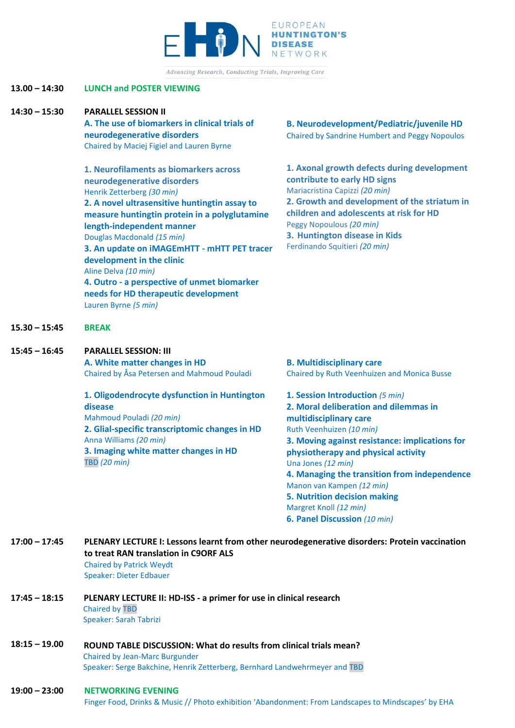**13.00 – 14:30** **LUNCH and POSTER VIEWING**

**14:30 – 15:30** **PARALLEL SESSION II**

**A. The use of biomarkers in clinical trials of neurodegenerative disorders**
Chaired by Maciej Figiel and Lauren Byrne

**1. Neurofilaments as biomarkers across neurodegenerative disorders**
Henrik Zetterberg *(30 min)*
**2. A novel ultrasensitive huntingtin assay to measure huntingtin protein in a polyglutamine length-independent manner**
Douglas Macdonald *(15 min)*
**3. An update on iMAGEmHTT - mHTT PET tracer development in the clinic**
Aline Delva *(10 min)*
**4. Outro - a perspective of unmet biomarker needs for HD therapeutic development**
Lauren Byrne *(5 min)*

**B. Neurodevelopment/Pediatric/juvenile HD**
Chaired by Sandrine Humbert and Peggy Nopoulos

**1. Axonal growth defects during development contribute to early HD signs**
Mariacristina Capizzi *(20 min)*
**2. Growth and development of the striatum in children and adolescents at risk for HD**
Peggy Nopoulous *(20 min)*
**3. Huntington disease in Kids**
Ferdinando Squitieri *(20 min)*

**15.30 – 15:45** **BREAK**

**15:45 – 16:45** **PARALLEL SESSION: III**

**A. White matter changes in HD**
Chaired by Åsa Petersen and Mahmoud Pouladi

**1. Oligodendrocyte dysfunction in Huntington disease**
Mahmoud Pouladi *(20 min)*
**2. Glial-specific transcriptomic changes in HD**
Anna Williams *(20 min)*
**3. Imaging white matter changes in HD**
TBD *(20 min)*

**B. Multidisciplinary care**
Chaired by Ruth Veenhuizen and Monica Busse

**1. Session Introduction** *(5 min)*
**2. Moral deliberation and dilemmas in multidisciplinary care**
Ruth Veenhuizen *(10 min)*
**3. Moving against resistance: implications for physiotherapy and physical activity**
Una Jones *(12 min)*
**4. Managing the transition from independence**
Manon van Kampen *(12 min)*
**5. Nutrition decision making**
Margret Knoll *(12 min)*
**6. Panel Discussion** *(10 min)*

**17:00 – 17:45** **PLENARY LECTURE I: Lessons learnt from other neurodegenerative disorders: Protein vaccination to treat RAN translation in C9ORF ALS**
Chaired by Patrick Weydt
Speaker: Dieter Edbauer

**17:45 – 18:15** **PLENARY LECTURE II: HD-ISS - a primer for use in clinical research**
Chaired by TBD
Speaker: Sarah Tabrizi

**18:15 – 19.00** **ROUND TABLE DISCUSSION: What do results from clinical trials mean?**
Chaired by Jean-Marc Burgunder
Speaker: Serge Bakchine, Henrik Zetterberg, Bernhard Landwehrmeyer and TBD

**19:00 – 23:00** **NETWORKING EVENING**
Finger Food, Drinks & Music // Photo exhibition 'Abandonment: From Landscapes to Mindscapes' by EHA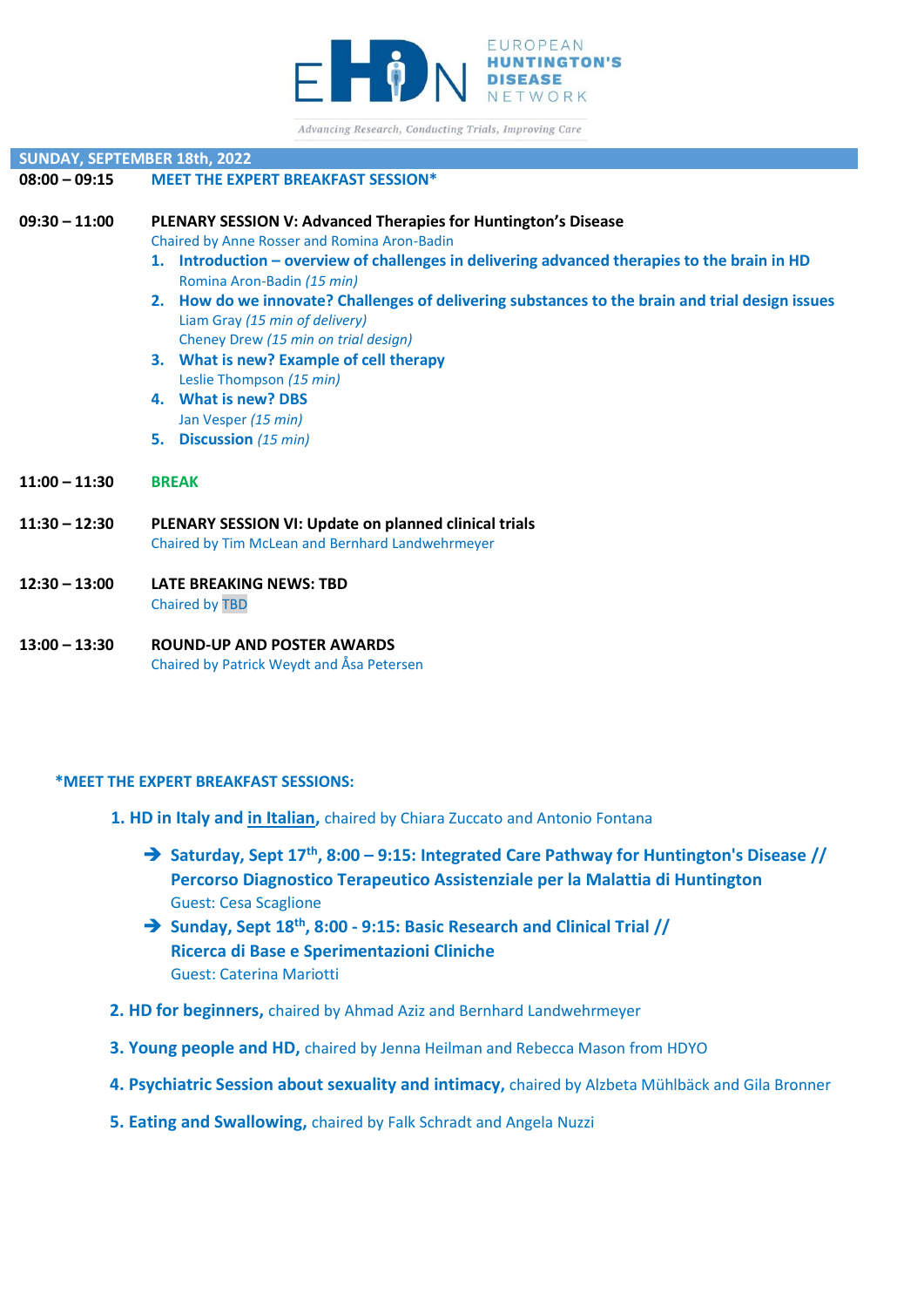EUROPEAN HUNTINGTON'S DISEASE NETWORK

*Advancing Research, Conducting Trials, Improving Care*

## SUNDAY, SEPTEMBER 18th, 2022

**08:00 – 09:15** **MEET THE EXPERT BREAKFAST SESSION***

**09:30 – 11:00** **PLENARY SESSION V: Advanced Therapies for Huntington's Disease**
Chaired by Anne Rosser and Romina Aron-Badin

1. **Introduction – overview of challenges in delivering advanced therapies to the brain in HD**
   Romina Aron-Badin *(15 min)*
2. **How do we innovate? Challenges of delivering substances to the brain and trial design issues**
   Liam Gray *(15 min of delivery)*
   Cheney Drew *(15 min on trial design)*
3. **What is new? Example of cell therapy**
   Leslie Thompson *(15 min)*
4. **What is new? DBS**
   Jan Vesper *(15 min)*
5. **Discussion** *(15 min)*

**11:00 – 11:30** **BREAK**

**11:30 – 12:30** **PLENARY SESSION VI: Update on planned clinical trials**
Chaired by Tim McLean and Bernhard Landwehrmeyer

**12:30 – 13:00** **LATE BREAKING NEWS: TBD**
Chaired by TBD

**13:00 – 13:30** **ROUND-UP AND POSTER AWARDS**
Chaired by Patrick Weydt and Åsa Petersen

**\*MEET THE EXPERT BREAKFAST SESSIONS:**

1. **HD in Italy and in Italian,** chaired by Chiara Zuccato and Antonio Fontana
   - ➔ **Saturday, Sept 17th, 8:00 – 9:15: Integrated Care Pathway for Huntington's Disease // Percorso Diagnostico Terapeutico Assistenziale per la Malattia di Huntington**
     Guest: Cesa Scaglione
   - ➔ **Sunday, Sept 18th, 8:00 - 9:15: Basic Research and Clinical Trial // Ricerca di Base e Sperimentazioni Cliniche**
     Guest: Caterina Mariotti
2. **HD for beginners,** chaired by Ahmad Aziz and Bernhard Landwehrmeyer
3. **Young people and HD,** chaired by Jenna Heilman and Rebecca Mason from HDYO
4. **Psychiatric Session about sexuality and intimacy,** chaired by Alzbeta Mühlbäck and Gila Bronner
5. **Eating and Swallowing,** chaired by Falk Schradt and Angela Nuzzi